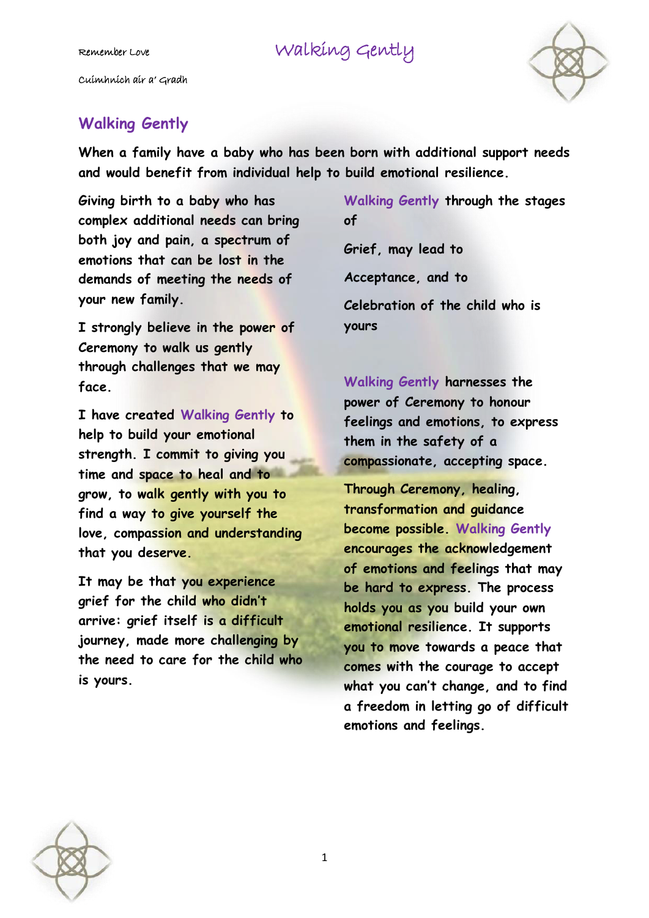## Walking Gently

**When a family have a baby who has been born with additional support needs and would benefit from individual help to build emotional resilience.**

Giving birth to a baby who has complex additional needs can bring both joy and pain, a spectrum of emotions that can be lost in the demands of meeting the needs of your new family.

I strongly believe in the power of Ceremony to walk us gently through challenges that we may face.

I have created Walking Gently to help to build your emotional strength. I commit to giving you time and space to heal and to grow, to walk gently with you to find a way to give yourself the love, compassion and understanding that you deserve.

It may be that you experience grief for the child who didn't arrive: grief itself is a difficult journey, made more challenging by the need to care for the child who is yours.

Walking Gently through the stages of

Grief, may lead to

Acceptance, and to

Celebration of the child who is yours

Walking Gently harnesses the power of Ceremony to honour feelings and emotions, to express them in the safety of a compassionate, accepting space.

Through Ceremony, healing, transformation and guidance become possible. Walking Gently encourages the acknowledgement of emotions and feelings that may be hard to express. The process holds you as you build your own emotional resilience. It supports you to move towards a peace that comes with the courage to accept what you can't change, and to find a freedom in letting go of difficult emotions and feelings.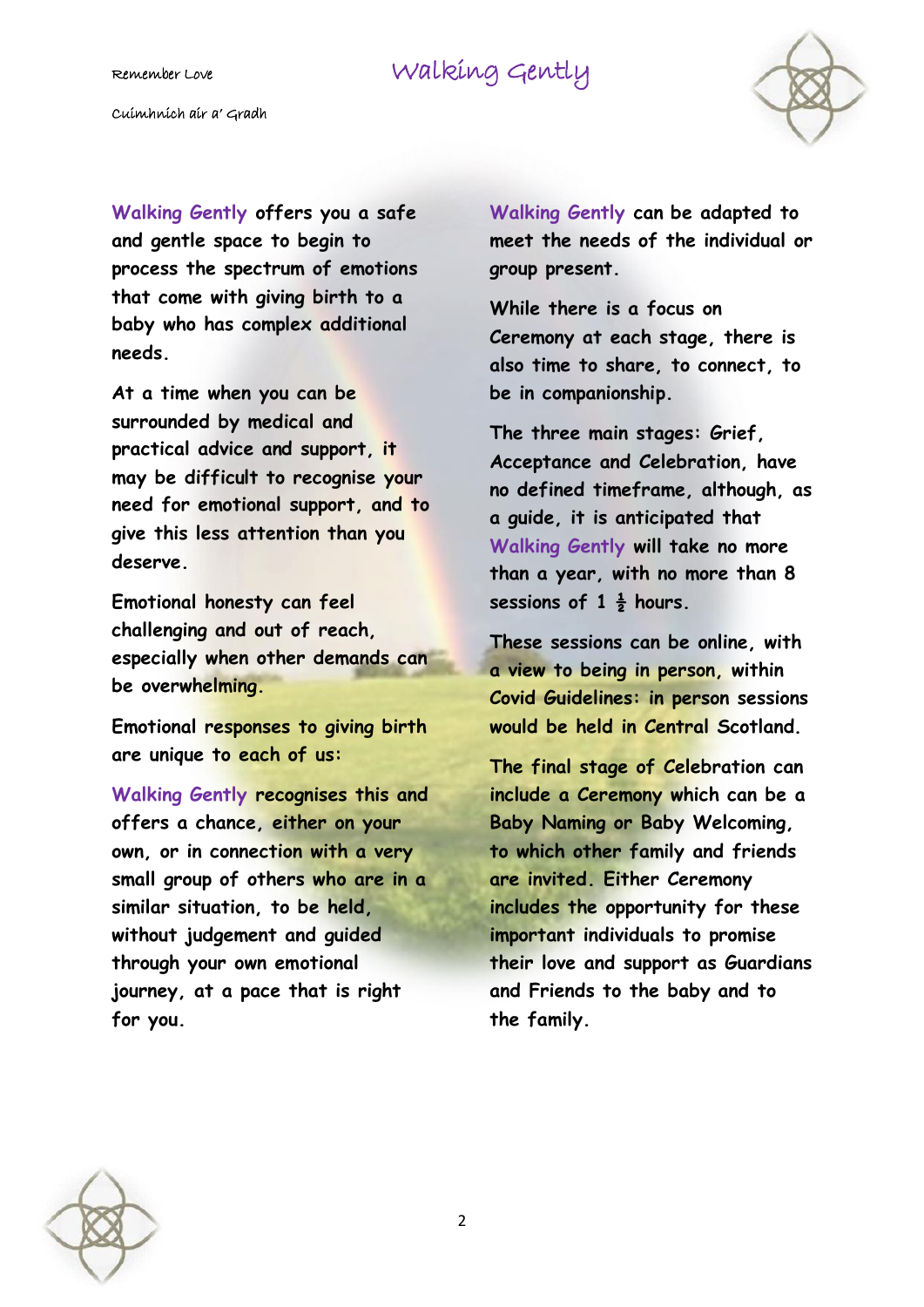**Walking Gently** offers you a safe and gentle space to begin to process the spectrum of emotions that come with giving birth to a baby who has complex additional needs.

At a time when you can be surrounded by medical and practical advice and support, it may be difficult to recognise your need for emotional support, and to give this less attention than you deserve.

Emotional honesty can feel challenging and out of reach, especially when other demands can be overwhelming.

Emotional responses to giving birth are unique to each of us:

**Walking Gently** recognises this and offers a chance, either on your own, or in connection with a very small group of others who are in a similar situation, to be held, without judgement and guided through your own emotional journey, at a pace that is right for you.

**Walking Gently** can be adapted to meet the needs of the individual or group present.

While there is a focus on Ceremony at each stage, there is also time to share, to connect, to be in companionship.

The three main stages: Grief, Acceptance and Celebration, have no defined timeframe, although, as a guide, it is anticipated that **Walking Gently** will take no more than a year, with no more than 8 sessions of 1 ½ hours.

These sessions can be online, with a view to being in person, within Covid Guidelines: in person sessions would be held in Central Scotland.

The final stage of Celebration can include a Ceremony which can be a Baby Naming or Baby Welcoming, to which other family and friends are invited. Either Ceremony includes the opportunity for these important individuals to promise their love and support as Guardians and Friends to the baby and to the family.